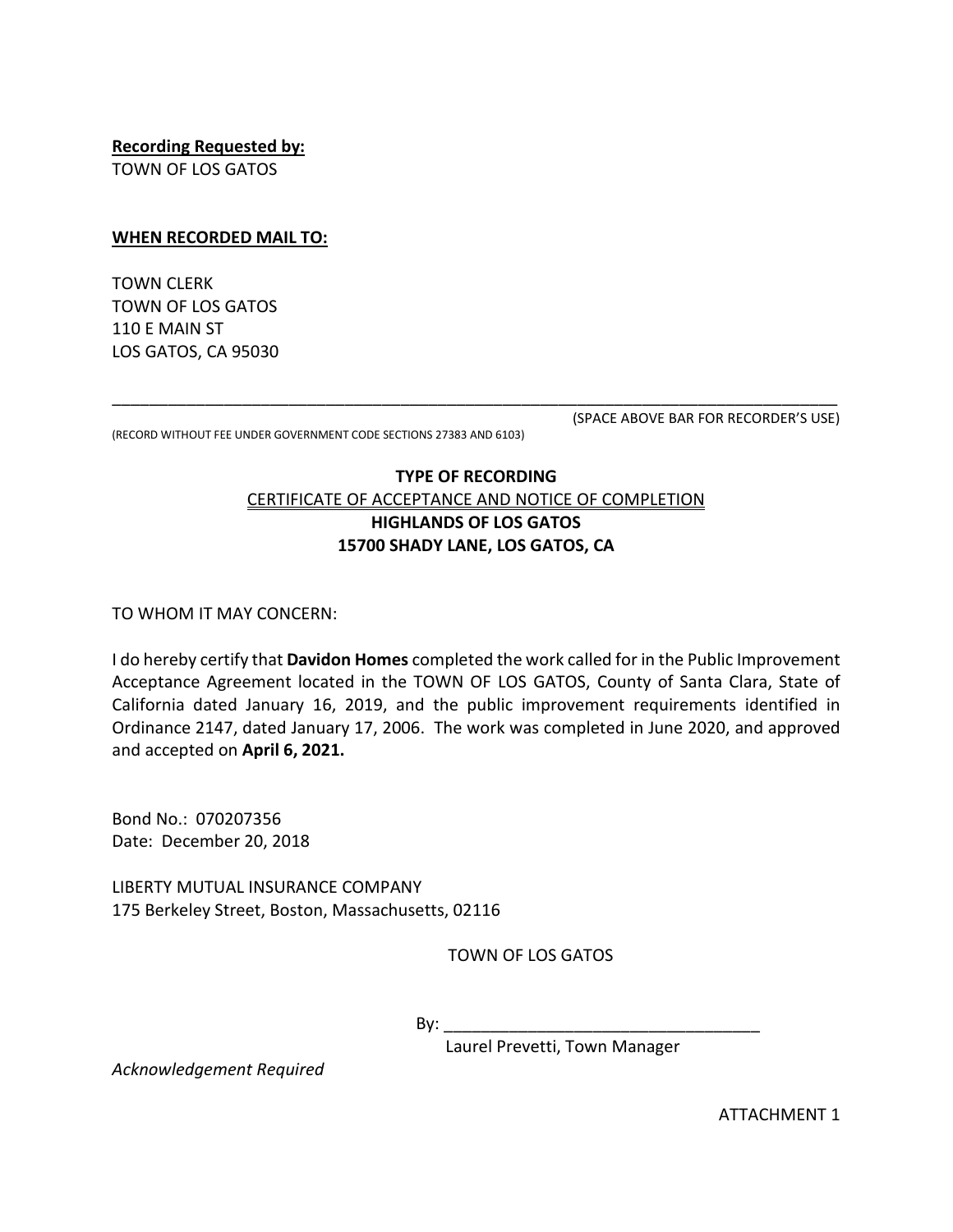**Recording Requested by:**
TOWN OF LOS GATOS

**WHEN RECORDED MAIL TO:**

TOWN CLERK
TOWN OF LOS GATOS
110 E MAIN ST
LOS GATOS, CA 95030

---

(SPACE ABOVE BAR FOR RECORDER'S USE)

(RECORD WITHOUT FEE UNDER GOVERNMENT CODE SECTIONS 27383 AND 6103)

**TYPE OF RECORDING**

CERTIFICATE OF ACCEPTANCE AND NOTICE OF COMPLETION

**HIGHLANDS OF LOS GATOS**

**15700 SHADY LANE, LOS GATOS, CA**

TO WHOM IT MAY CONCERN:

I do hereby certify that **Davidon Homes** completed the work called for in the Public Improvement Acceptance Agreement located in the TOWN OF LOS GATOS, County of Santa Clara, State of California dated January 16, 2019, and the public improvement requirements identified in Ordinance 2147, dated January 17, 2006. The work was completed in June 2020, and approved and accepted on **April 6, 2021.**

Bond No.: 070207356
Date: December 20, 2018

LIBERTY MUTUAL INSURANCE COMPANY
175 Berkeley Street, Boston, Massachusetts, 02116

TOWN OF LOS GATOS

By: ___________________________________
Laurel Prevetti, Town Manager

*Acknowledgement Required*

ATTACHMENT 1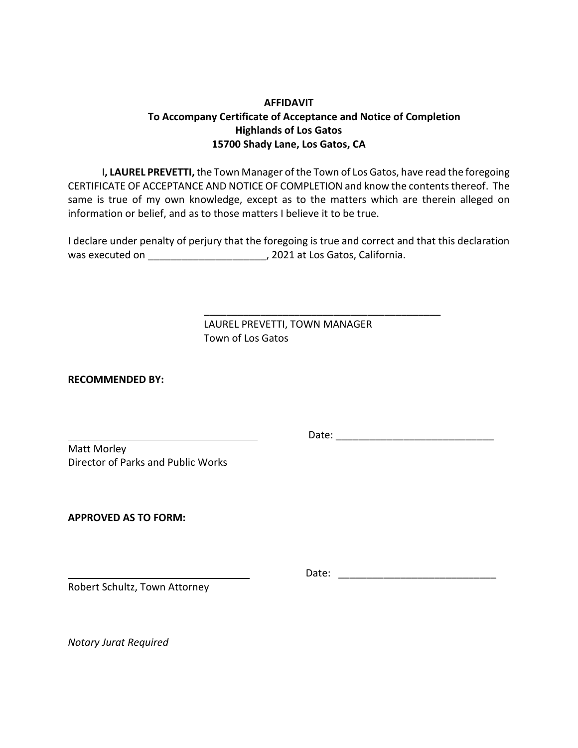**AFFIDAVIT**

**To Accompany Certificate of Acceptance and Notice of Completion**

**Highlands of Los Gatos**

**15700 Shady Lane, Los Gatos, CA**

I**, LAUREL PREVETTI,** the Town Manager of the Town of Los Gatos, have read the foregoing CERTIFICATE OF ACCEPTANCE AND NOTICE OF COMPLETION and know the contents thereof. The same is true of my own knowledge, except as to the matters which are therein alleged on information or belief, and as to those matters I believe it to be true.

I declare under penalty of perjury that the foregoing is true and correct and that this declaration was executed on _____________________, 2021 at Los Gatos, California.

_____________________________________________

LAUREL PREVETTI, TOWN MANAGER

Town of Los Gatos

**RECOMMENDED BY:**

___________________________________ Date: ____________________________

Matt Morley

Director of Parks and Public Works

**APPROVED AS TO FORM:**

___________________________________ Date: ____________________________

Robert Schultz, Town Attorney

*Notary Jurat Required*